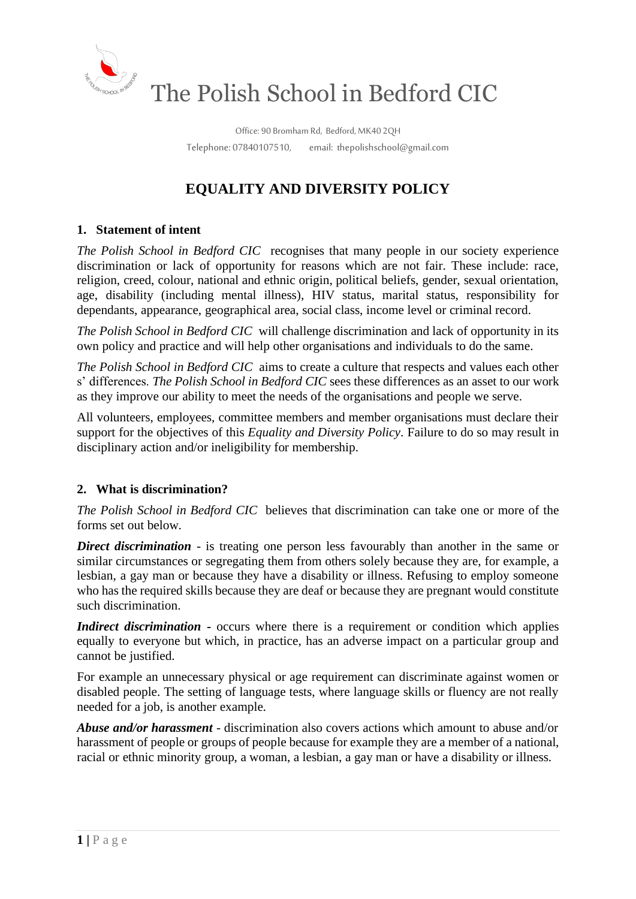# The Polish School in Bedford CIC

Office: 90 Bromham Rd, Bedford, MK40 2QH
Telephone: 07840107510, email: thepolishschool@gmail.com

## EQUALITY AND DIVERSITY POLICY

### 1. Statement of intent

*The Polish School in Bedford CIC* recognises that many people in our society experience discrimination or lack of opportunity for reasons which are not fair. These include: race, religion, creed, colour, national and ethnic origin, political beliefs, gender, sexual orientation, age, disability (including mental illness), HIV status, marital status, responsibility for dependants, appearance, geographical area, social class, income level or criminal record.

*The Polish School in Bedford CIC* will challenge discrimination and lack of opportunity in its own policy and practice and will help other organisations and individuals to do the same.

*The Polish School in Bedford CIC* aims to create a culture that respects and values each other s' differences. *The Polish School in Bedford CIC* sees these differences as an asset to our work as they improve our ability to meet the needs of the organisations and people we serve.

All volunteers, employees, committee members and member organisations must declare their support for the objectives of this *Equality and Diversity Policy*. Failure to do so may result in disciplinary action and/or ineligibility for membership.

### 2. What is discrimination?

*The Polish School in Bedford CIC* believes that discrimination can take one or more of the forms set out below.

***Direct discrimination*** - is treating one person less favourably than another in the same or similar circumstances or segregating them from others solely because they are, for example, a lesbian, a gay man or because they have a disability or illness. Refusing to employ someone who has the required skills because they are deaf or because they are pregnant would constitute such discrimination.

***Indirect discrimination*** - occurs where there is a requirement or condition which applies equally to everyone but which, in practice, has an adverse impact on a particular group and cannot be justified.

For example an unnecessary physical or age requirement can discriminate against women or disabled people. The setting of language tests, where language skills or fluency are not really needed for a job, is another example.

***Abuse and/or harassment*** - discrimination also covers actions which amount to abuse and/or harassment of people or groups of people because for example they are a member of a national, racial or ethnic minority group, a woman, a lesbian, a gay man or have a disability or illness.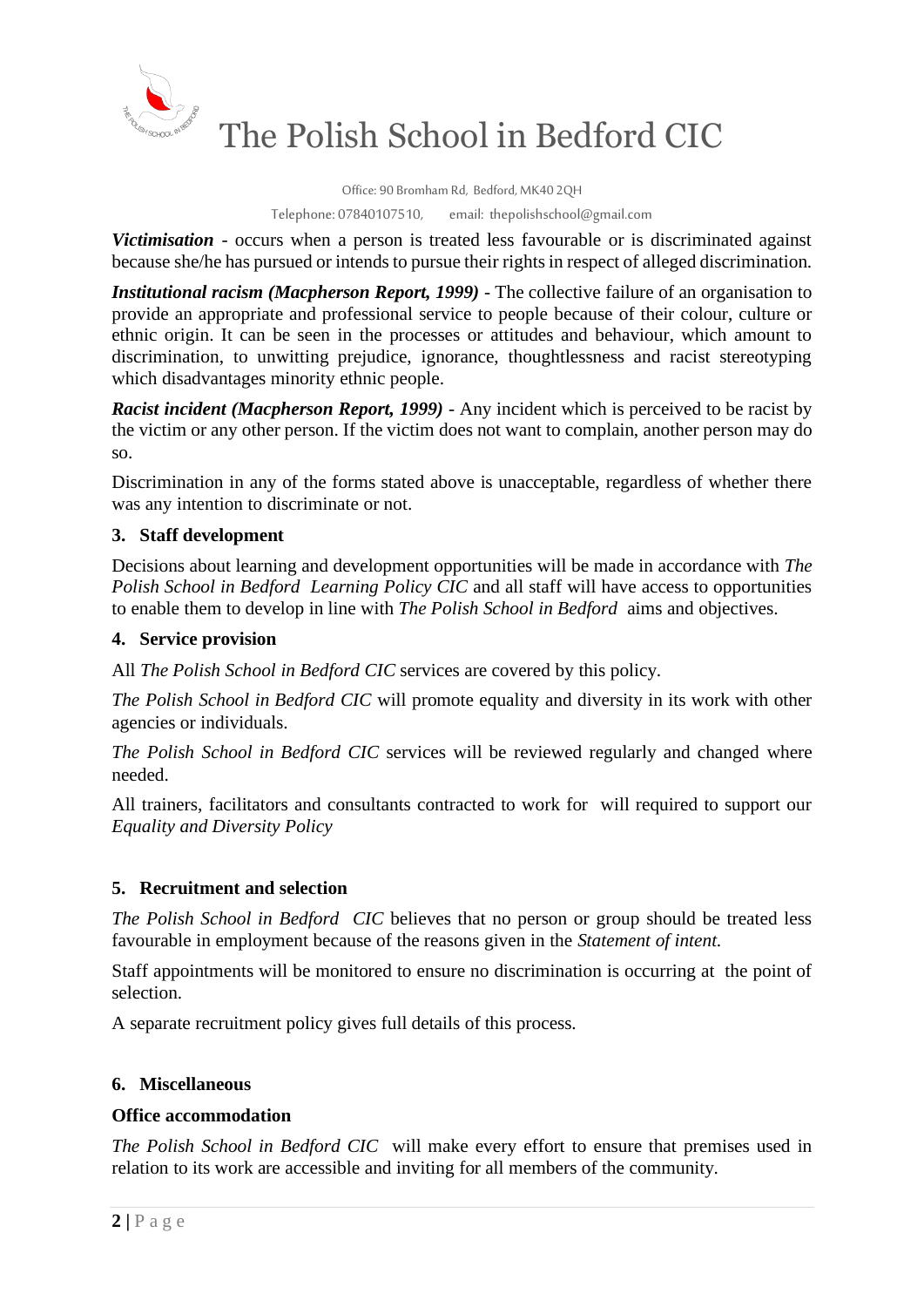*Victimisation* - occurs when a person is treated less favourable or is discriminated against because she/he has pursued or intends to pursue their rights in respect of alleged discrimination.

*Institutional racism (Macpherson Report, 1999)* - The collective failure of an organisation to provide an appropriate and professional service to people because of their colour, culture or ethnic origin. It can be seen in the processes or attitudes and behaviour, which amount to discrimination, to unwitting prejudice, ignorance, thoughtlessness and racist stereotyping which disadvantages minority ethnic people.

*Racist incident (Macpherson Report, 1999)* - Any incident which is perceived to be racist by the victim or any other person. If the victim does not want to complain, another person may do so.

Discrimination in any of the forms stated above is unacceptable, regardless of whether there was any intention to discriminate or not.

## 3. Staff development

Decisions about learning and development opportunities will be made in accordance with *The Polish School in Bedford Learning Policy CIC* and all staff will have access to opportunities to enable them to develop in line with *The Polish School in Bedford* aims and objectives.

## 4. Service provision

All *The Polish School in Bedford CIC* services are covered by this policy.

*The Polish School in Bedford CIC* will promote equality and diversity in its work with other agencies or individuals.

*The Polish School in Bedford CIC* services will be reviewed regularly and changed where needed.

All trainers, facilitators and consultants contracted to work for will required to support our *Equality and Diversity Policy*

## 5. Recruitment and selection

*The Polish School in Bedford CIC* believes that no person or group should be treated less favourable in employment because of the reasons given in the *Statement of intent.*

Staff appointments will be monitored to ensure no discrimination is occurring at the point of selection.

A separate recruitment policy gives full details of this process.

## 6. Miscellaneous

**Office accommodation**

*The Polish School in Bedford CIC* will make every effort to ensure that premises used in relation to its work are accessible and inviting for all members of the community.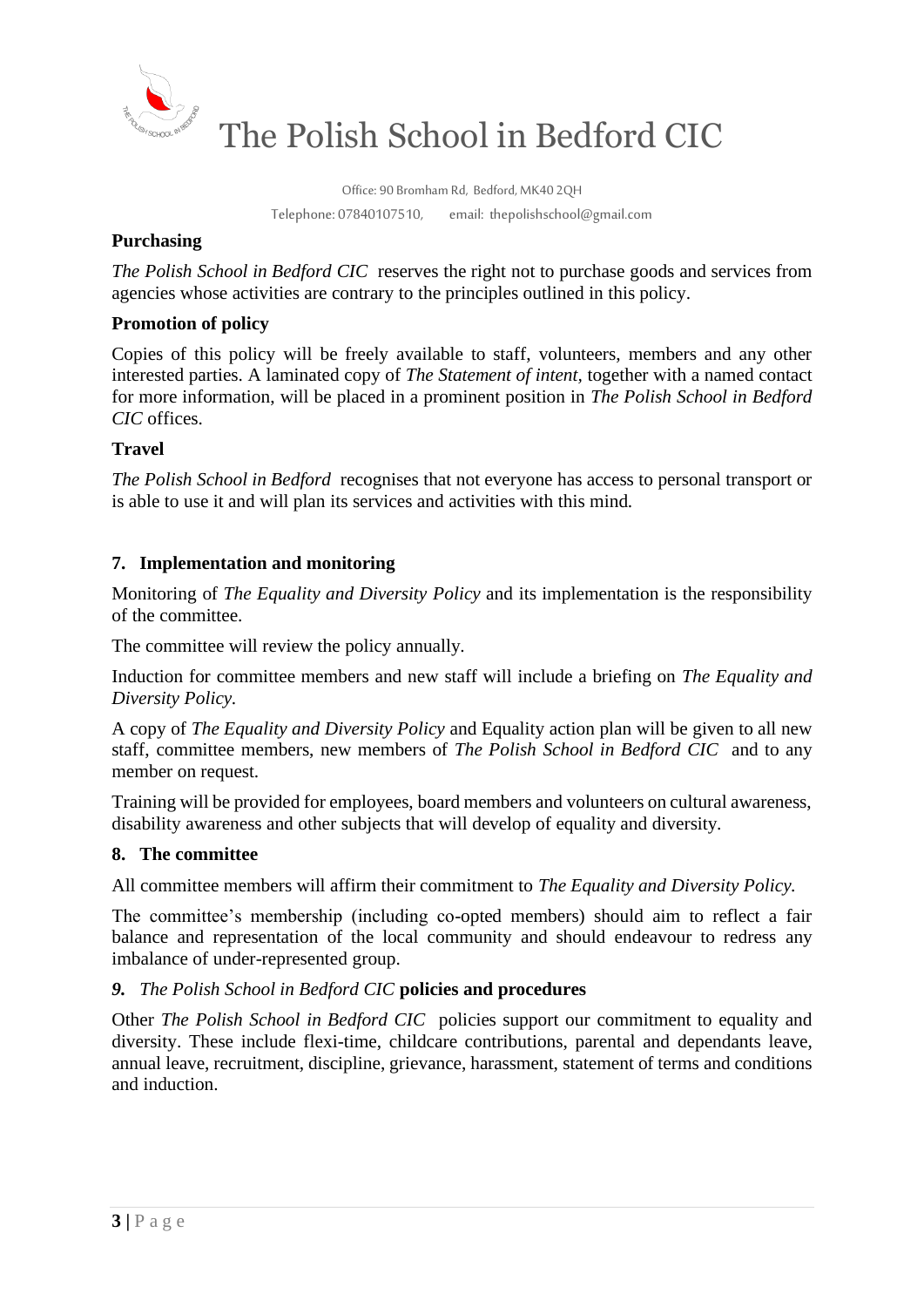**Purchasing**

*The Polish School in Bedford CIC* reserves the right not to purchase goods and services from agencies whose activities are contrary to the principles outlined in this policy.

**Promotion of policy**

Copies of this policy will be freely available to staff, volunteers, members and any other interested parties. A laminated copy of *The Statement of intent,* together with a named contact for more information, will be placed in a prominent position in *The Polish School in Bedford CIC* offices.

**Travel**

*The Polish School in Bedford* recognises that not everyone has access to personal transport or is able to use it and will plan its services and activities with this mind*.*

## 7. Implementation and monitoring

Monitoring of *The Equality and Diversity Policy* and its implementation is the responsibility of the committee.

The committee will review the policy annually.

Induction for committee members and new staff will include a briefing on *The Equality and Diversity Policy.*

A copy of *The Equality and Diversity Policy* and Equality action plan will be given to all new staff, committee members, new members of *The Polish School in Bedford CIC* and to any member on request.

Training will be provided for employees, board members and volunteers on cultural awareness, disability awareness and other subjects that will develop of equality and diversity.

## 8. The committee

All committee members will affirm their commitment to *The Equality and Diversity Policy.*

The committee's membership (including co-opted members) should aim to reflect a fair balance and representation of the local community and should endeavour to redress any imbalance of under-represented group.

## *9. The Polish School in Bedford CIC* policies and procedures

Other *The Polish School in Bedford CIC* policies support our commitment to equality and diversity. These include flexi-time, childcare contributions, parental and dependants leave, annual leave, recruitment, discipline, grievance, harassment, statement of terms and conditions and induction.